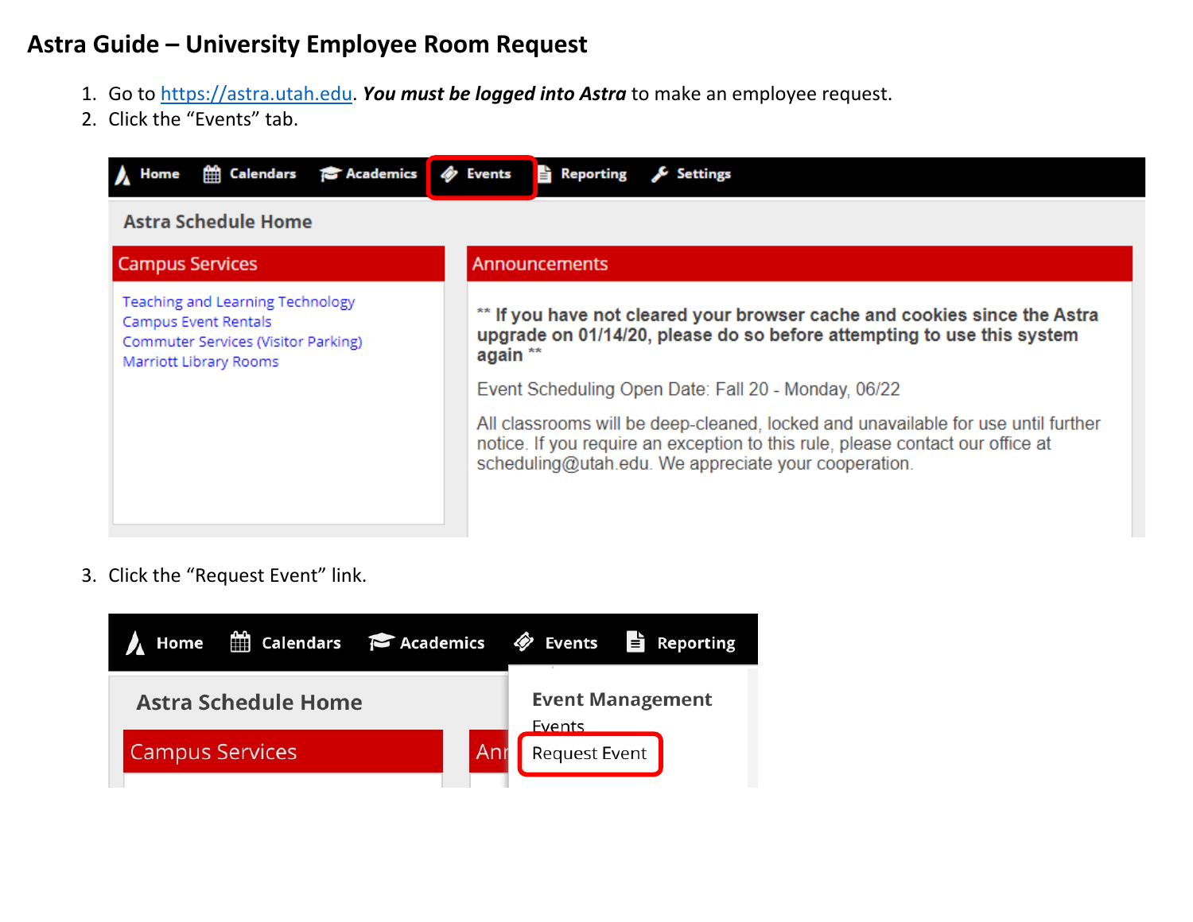# Astra Guide – University Employee Room Request

1. Go to https://astra.utah.edu. ***You must be logged into Astra*** to make an employee request.
2. Click the "Events" tab.

Home | Calendars | Academics | Events | Reporting | Settings

Astra Schedule Home

**Campus Services**

Teaching and Learning Technology
Campus Event Rentals
Commuter Services (Visitor Parking)
Marriott Library Rooms

**Announcements**

**\*\* If you have not cleared your browser cache and cookies since the Astra upgrade on 01/14/20, please do so before attempting to use this system again \*\***

Event Scheduling Open Date: Fall 20 - Monday, 06/22

All classrooms will be deep-cleaned, locked and unavailable for use until further notice. If you require an exception to this rule, please contact our office at scheduling@utah.edu. We appreciate your cooperation.

3. Click the "Request Event" link.

Home | Calendars | Academics | Events | Reporting

Astra Schedule Home

Campus Services

**Event Management**
Events
Request Event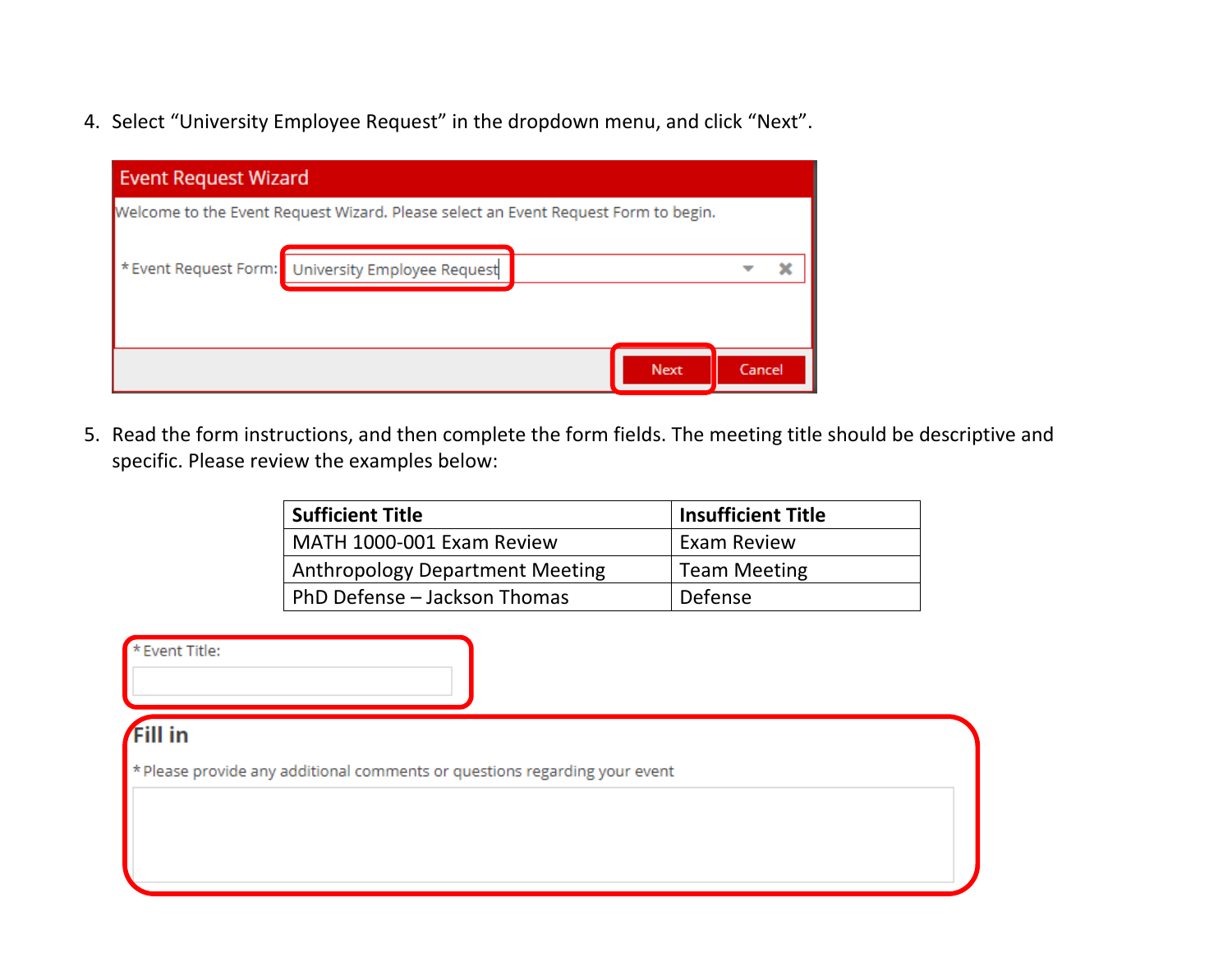4. Select "University Employee Request" in the dropdown menu, and click "Next".

Event Request Wizard

Welcome to the Event Request Wizard. Please select an Event Request Form to begin.

* Event Request Form: University Employee Request

Next Cancel

5. Read the form instructions, and then complete the form fields. The meeting title should be descriptive and specific. Please review the examples below:

| Sufficient Title | Insufficient Title |
| --- | --- |
| MATH 1000-001 Exam Review | Exam Review |
| Anthropology Department Meeting | Team Meeting |
| PhD Defense – Jackson Thomas | Defense |

* Event Title:

**Fill in**

* Please provide any additional comments or questions regarding your event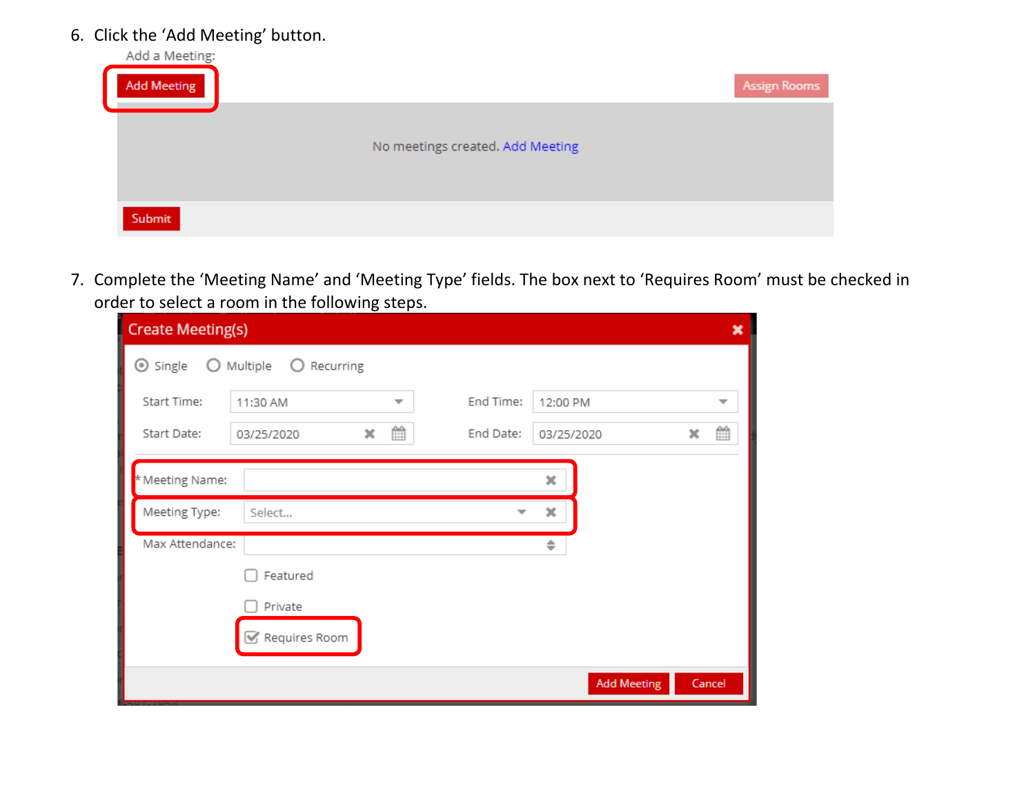6. Click the ‘Add Meeting’ button.

Add a Meeting:

Add Meeting | Assign Rooms

No meetings created. Add Meeting

Submit

7. Complete the ‘Meeting Name’ and ‘Meeting Type’ fields. The box next to ‘Requires Room’ must be checked in order to select a room in the following steps.

Create Meeting(s)

Single | Multiple | Recurring

Start Time: 11:30 AM | End Time: 12:00 PM

Start Date: 03/25/2020 | End Date: 03/25/2020

* Meeting Name:

Meeting Type: Select...

Max Attendance:

Featured

Private

Requires Room

Add Meeting | Cancel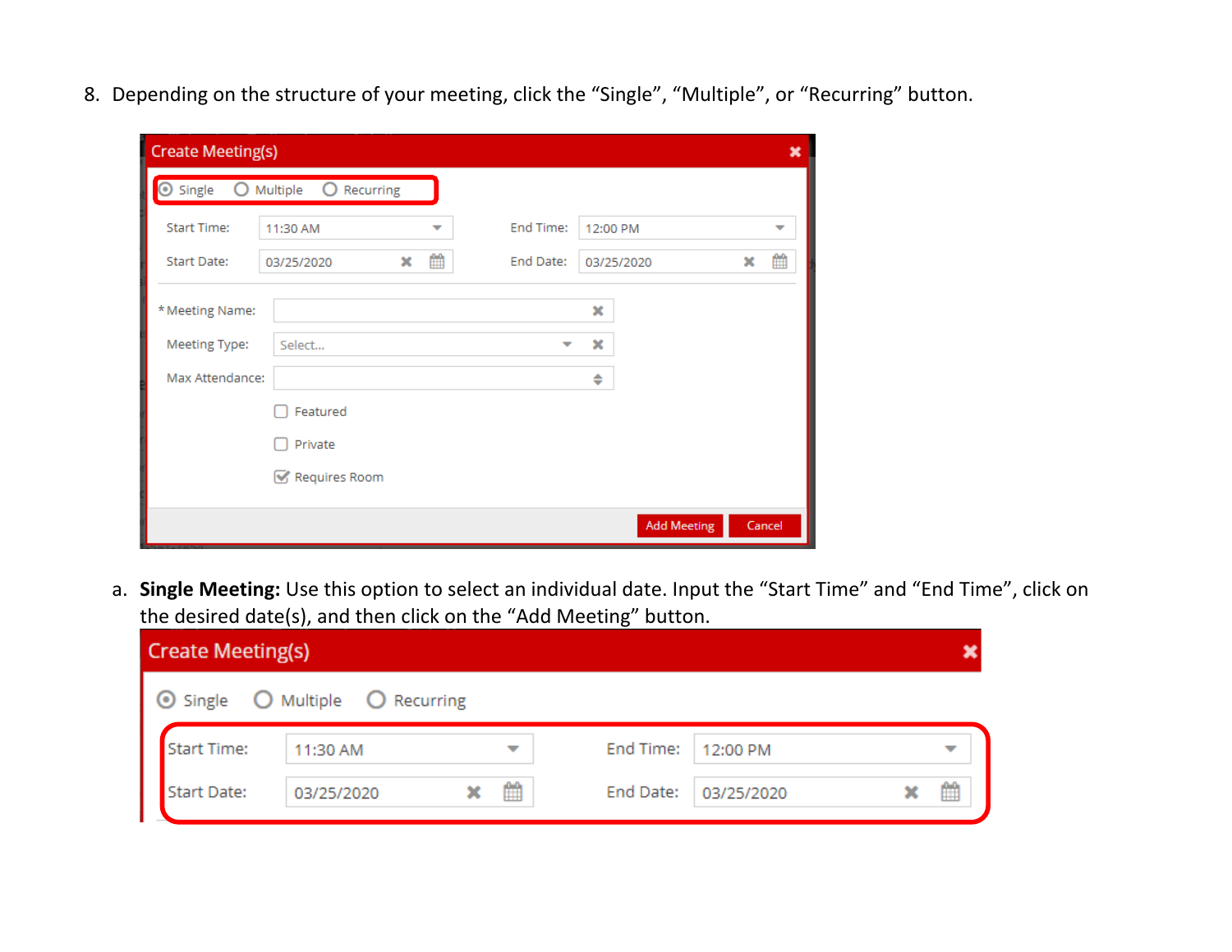8. Depending on the structure of your meeting, click the “Single”, “Multiple”, or “Recurring” button.

   a. **Single Meeting:** Use this option to select an individual date. Input the “Start Time” and “End Time”, click on the desired date(s), and then click on the “Add Meeting” button.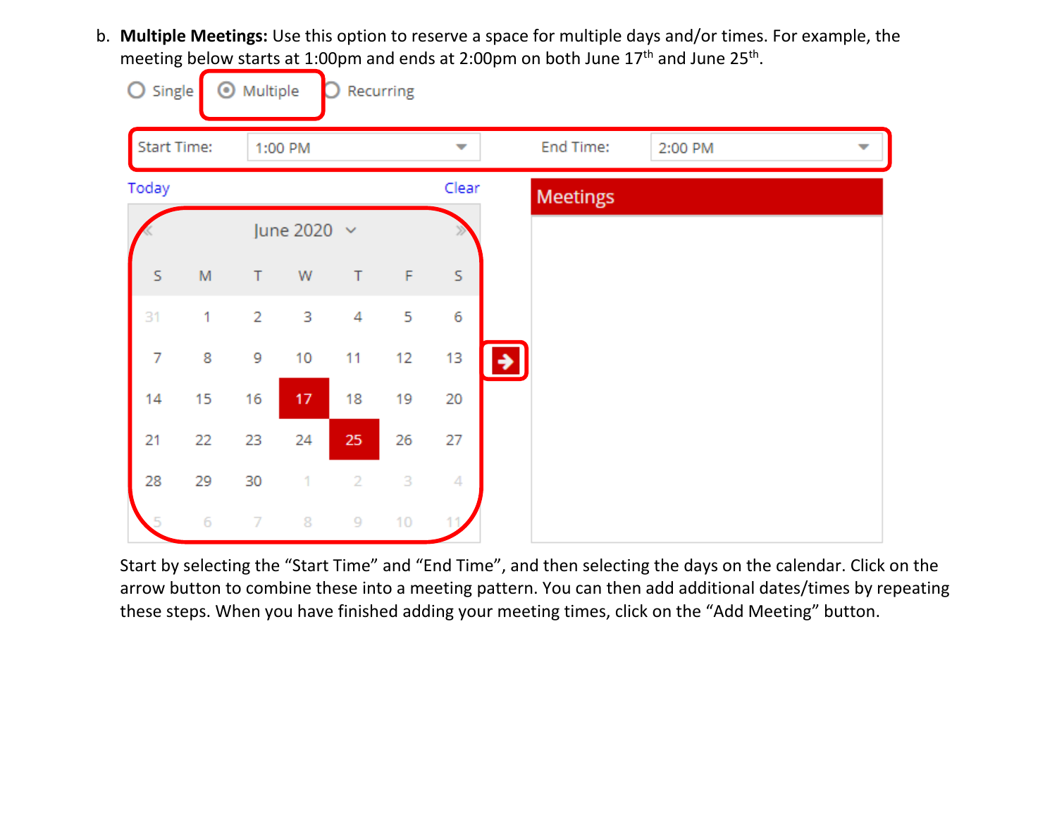b. **Multiple Meetings:** Use this option to reserve a space for multiple days and/or times. For example, the meeting below starts at 1:00pm and ends at 2:00pm on both June 17th and June 25th.

Start by selecting the “Start Time” and “End Time”, and then selecting the days on the calendar. Click on the arrow button to combine these into a meeting pattern. You can then add additional dates/times by repeating these steps. When you have finished adding your meeting times, click on the “Add Meeting” button.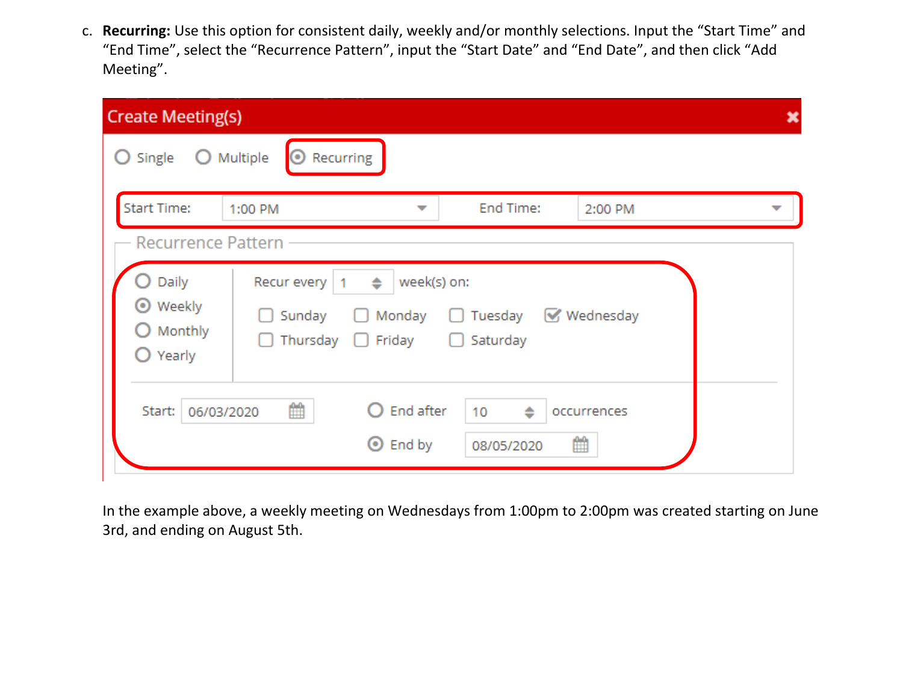c. **Recurring:** Use this option for consistent daily, weekly and/or monthly selections. Input the "Start Time" and "End Time", select the "Recurrence Pattern", input the "Start Date" and "End Date", and then click "Add Meeting".

In the example above, a weekly meeting on Wednesdays from 1:00pm to 2:00pm was created starting on June 3rd, and ending on August 5th.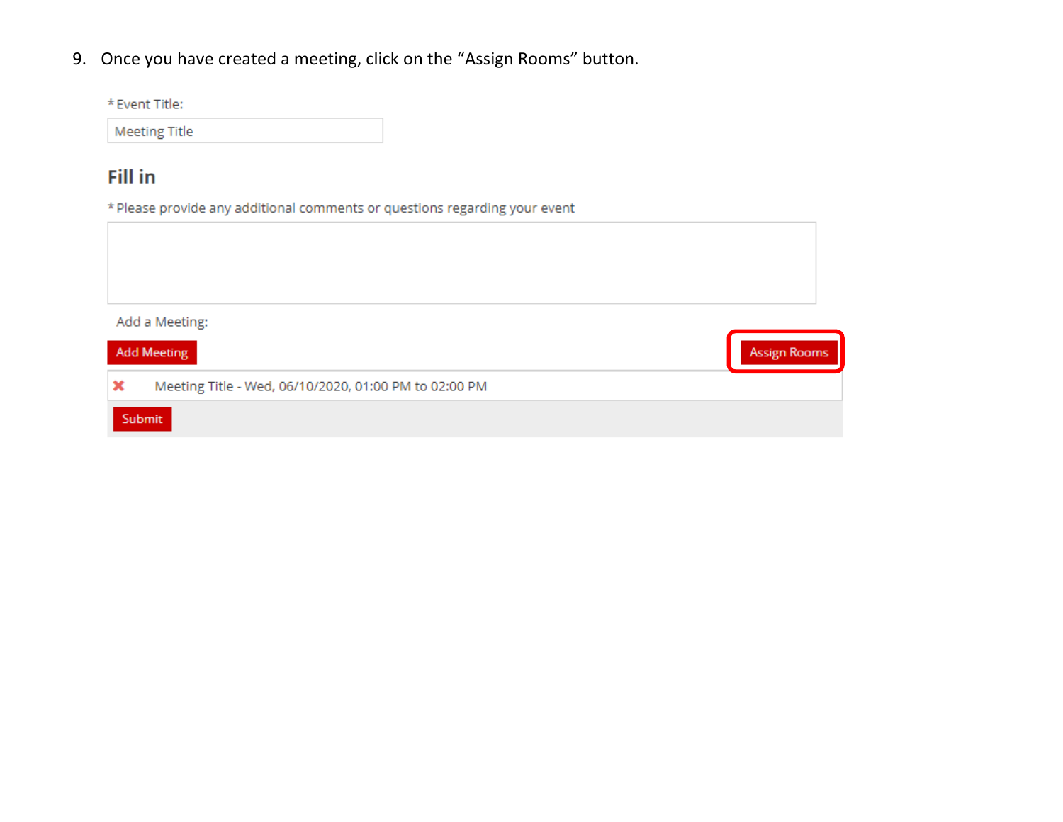9. Once you have created a meeting, click on the "Assign Rooms" button.

* Event Title:

Meeting Title

## Fill in

* Please provide any additional comments or questions regarding your event

Add a Meeting:

Add Meeting

Assign Rooms

Meeting Title - Wed, 06/10/2020, 01:00 PM to 02:00 PM

Submit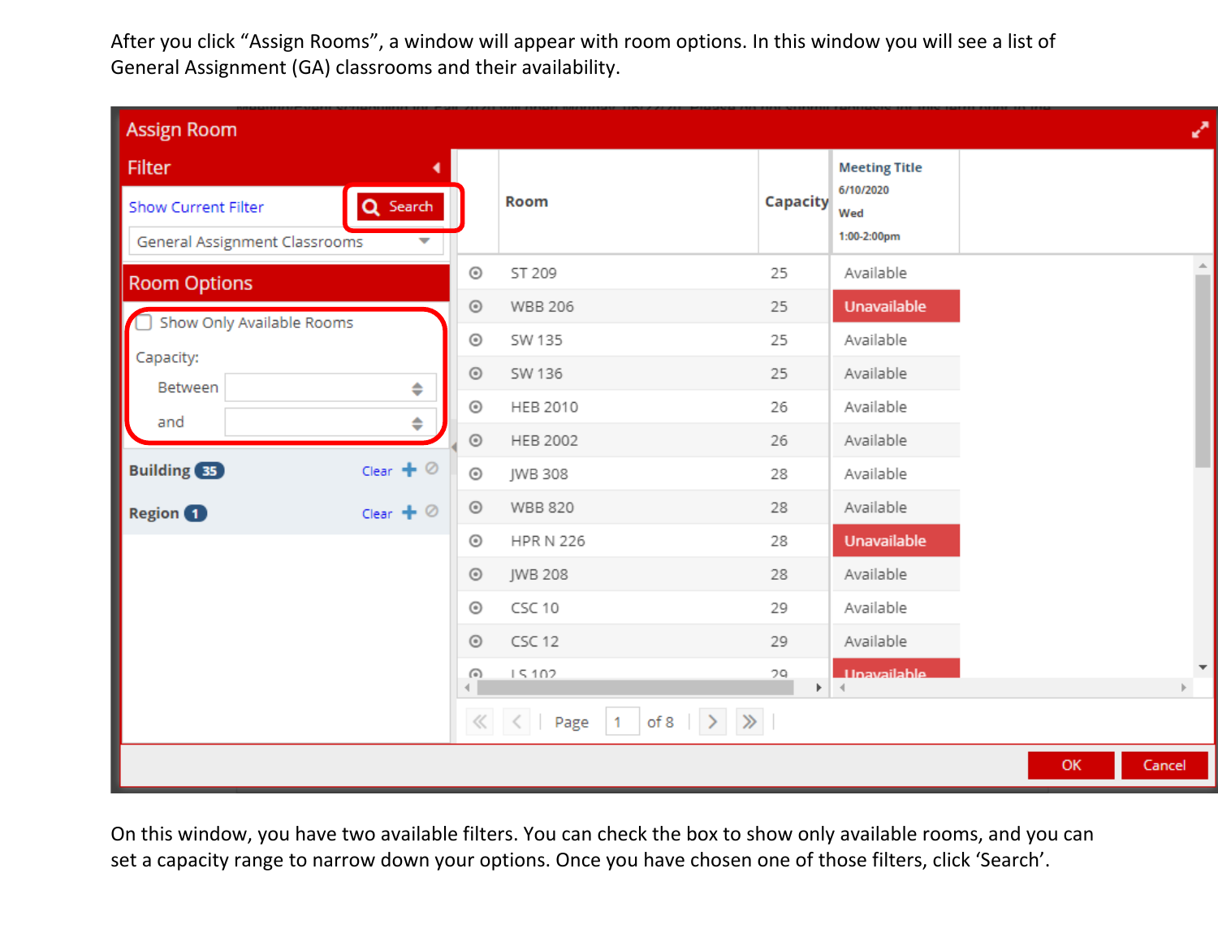After you click “Assign Rooms”, a window will appear with room options. In this window you will see a list of General Assignment (GA) classrooms and their availability.

On this window, you have two available filters. You can check the box to show only available rooms, and you can set a capacity range to narrow down your options. Once you have chosen one of those filters, click ‘Search’.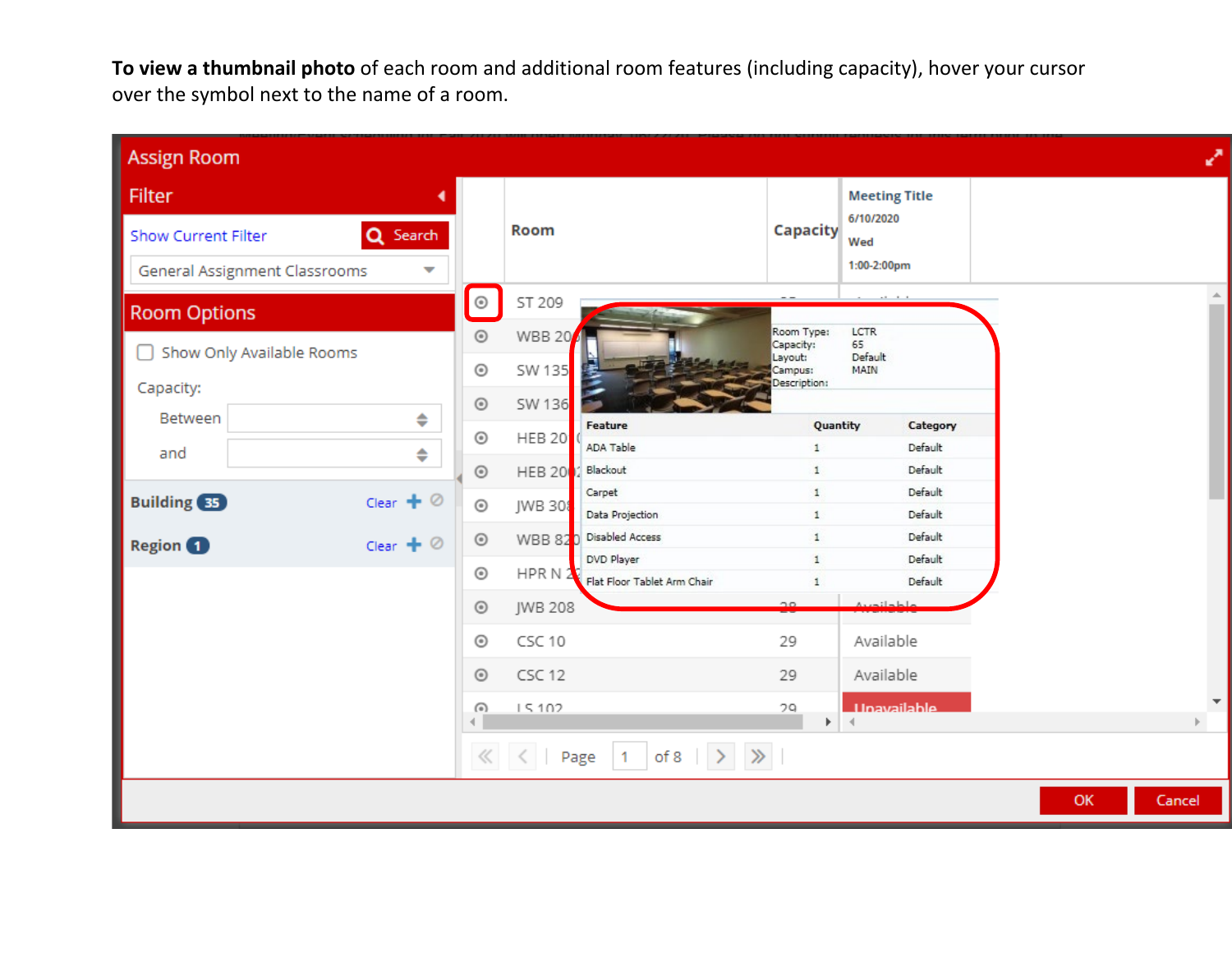**To view a thumbnail photo** of each room and additional room features (including capacity), hover your cursor over the symbol next to the name of a room.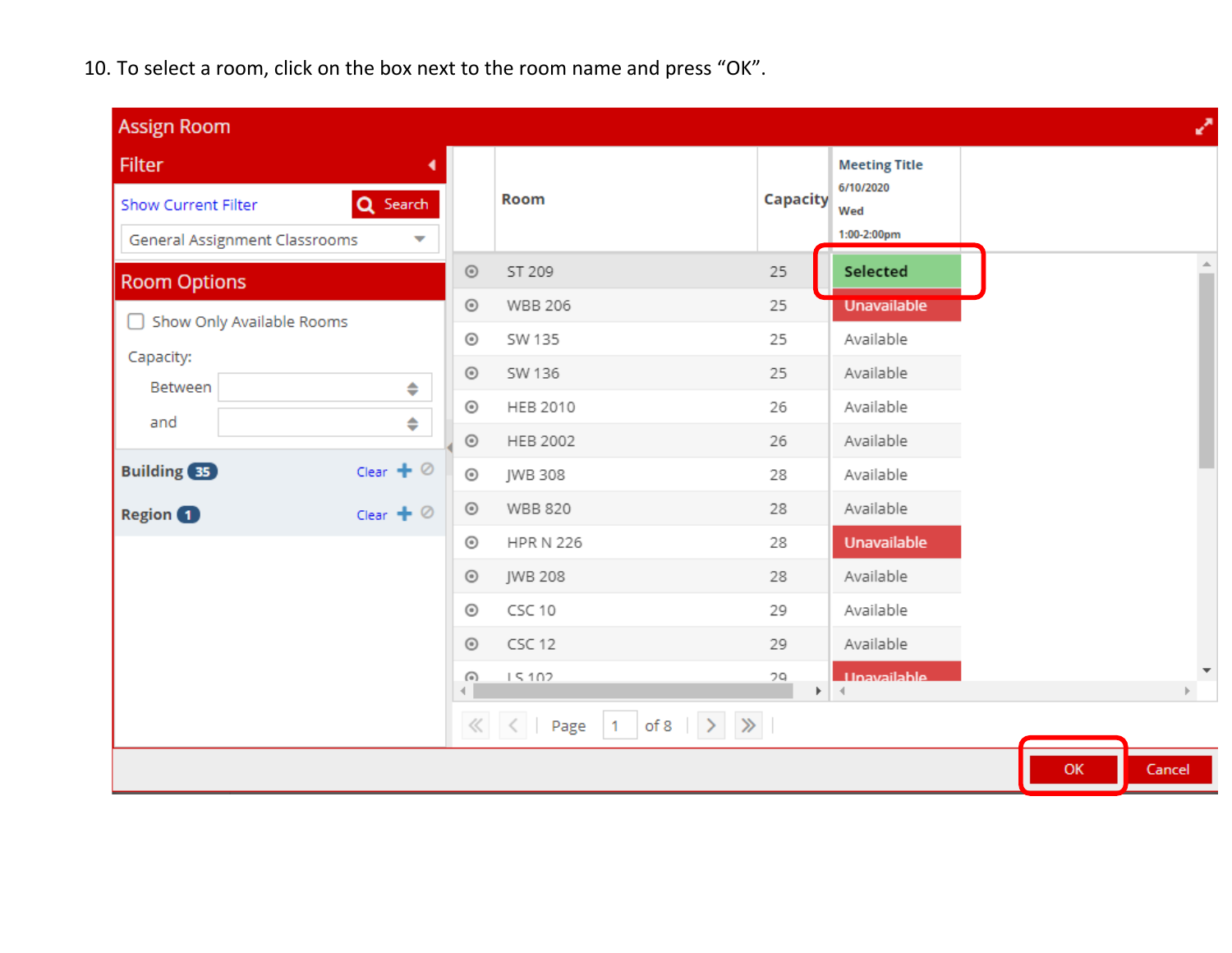10. To select a room, click on the box next to the room name and press "OK".

**Assign Room**

**Filter**

Show Current Filter | Search

General Assignment Classrooms

**Room Options**

- [ ] Show Only Available Rooms

Capacity:

Between

and

**Building** 35 — Clear

**Region** 1 — Clear

| Room | Capacity | Meeting Title 6/10/2020 Wed 1:00-2:00pm |
|---|---|---|
| ST 209 | 25 | Selected |
| WBB 206 | 25 | Unavailable |
| SW 135 | 25 | Available |
| SW 136 | 25 | Available |
| HEB 2010 | 26 | Available |
| HEB 2002 | 26 | Available |
| JWB 308 | 28 | Available |
| WBB 820 | 28 | Available |
| HPR N 226 | 28 | Unavailable |
| JWB 208 | 28 | Available |
| CSC 10 | 29 | Available |
| CSC 12 | 29 | Available |
| LS 102 | 29 | Unavailable |

Page 1 of 8

OK | Cancel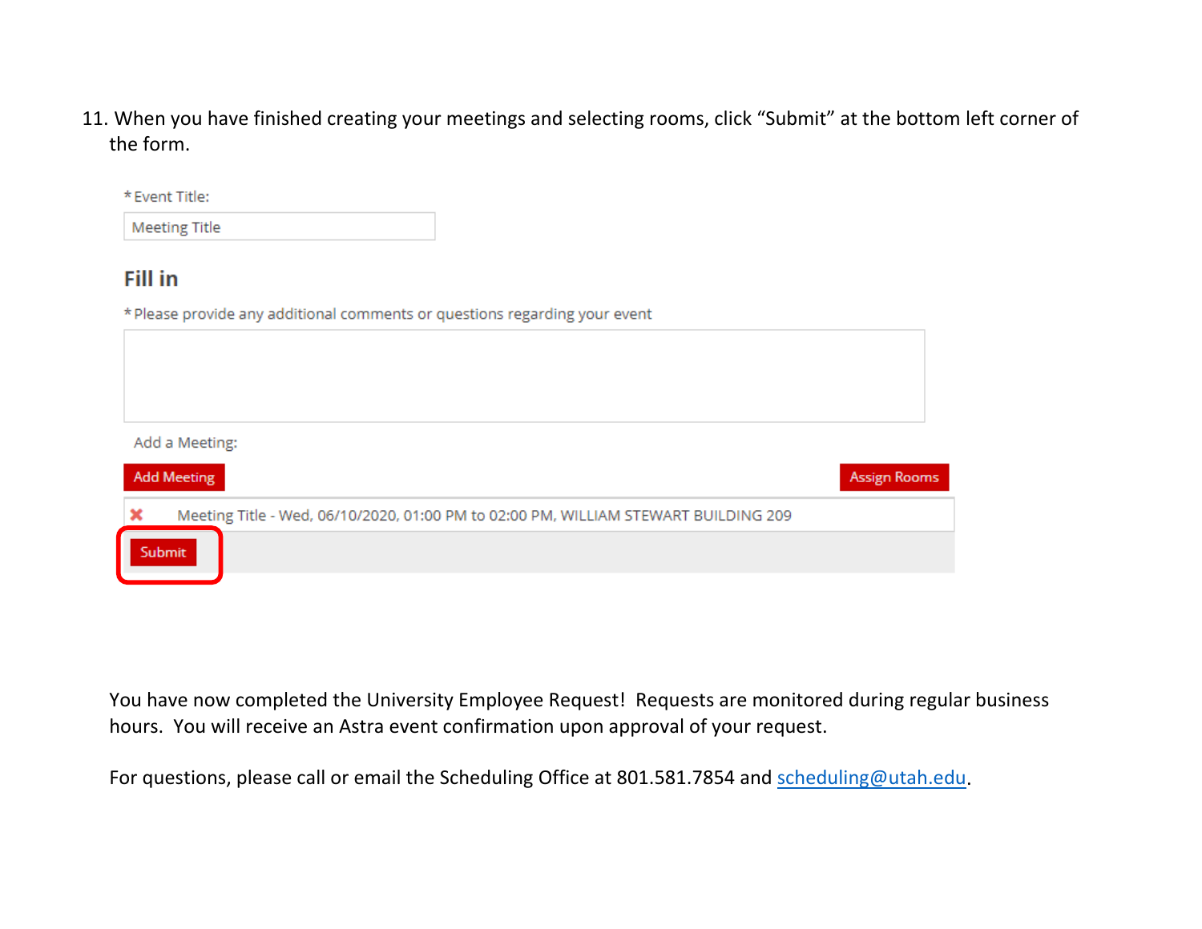11. When you have finished creating your meetings and selecting rooms, click "Submit" at the bottom left corner of the form.

*Event Title:

Meeting Title

**Fill in**

*Please provide any additional comments or questions regarding your event

Add a Meeting:

Add Meeting    Assign Rooms

✖ Meeting Title - Wed, 06/10/2020, 01:00 PM to 02:00 PM, WILLIAM STEWART BUILDING 209

Submit

You have now completed the University Employee Request! Requests are monitored during regular business hours. You will receive an Astra event confirmation upon approval of your request.

For questions, please call or email the Scheduling Office at 801.581.7854 and scheduling@utah.edu.